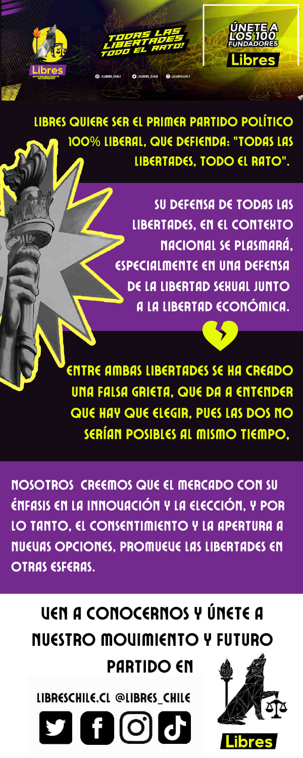TODAS LAS LIBERTADES TODO EL RATO!

ÚNETE A LOS 100 FUNDADORES

Libres

@LIBRES_CHILE @LIBRES_CHILE @LIBRESCHILE

LIBRES QUIERE SER EL PRIMER PARTIDO POLÍTICO 100% LIBERAL, QUE DEFIENDA: "TODAS LAS LIBERTADES, TODO EL RATO".

SU DEFENSA DE TODAS LAS LIBERTADES, EN EL CONTEXTO NACIONAL SE PLASMARÁ, ESPECIALMENTE EN UNA DEFENSA DE LA LIBERTAD SEXUAL JUNTO A LA LIBERTAD ECONÓMICA.

ENTRE AMBAS LIBERTADES SE HA CREADO UNA FALSA GRIETA, QUE DA A ENTENDER QUE HAY QUE ELEGIR, PUES LAS DOS NO SERÍAN POSIBLES AL MISMO TIEMPO,

NOSOTROS CREEMOS QUE EL MERCADO CON SU ÉNFASIS EN LA INNOVACIÓN Y LA ELECCIÓN, Y POR LO TANTO, EL CONSENTIMIENTO Y LA APERTURA A NUEVAS OPCIONES, PROMUEVE LAS LIBERTADES EN OTRAS ESFERAS.

VEN A CONOCERNOS Y ÚNETE A NUESTRO MOVIMIENTO Y FUTURO PARTIDO EN

LIBRESCHILE.CL @LIBRES_CHILE

Libres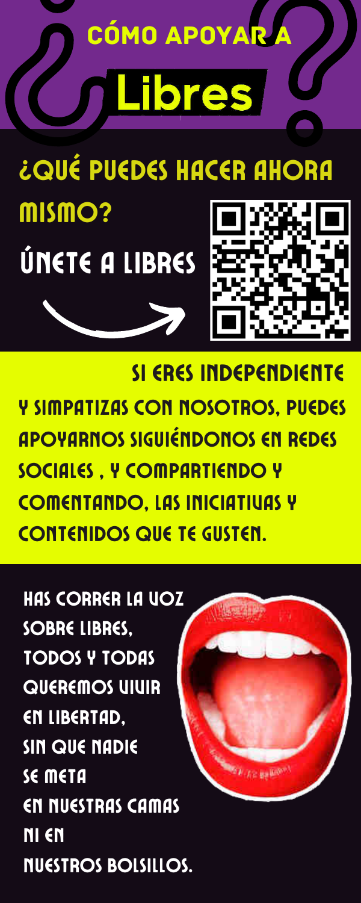# CÓMO APOYAR A Libres

## ¿QUÉ PUEDES HACER AHORA MISMO?

**ÚNETE A LIBRES**

**SI ERES INDEPENDIENTE Y SIMPATIZAS CON NOSOTROS, PUEDES APOYARNOS SIGUIÉNDONOS EN REDES SOCIALES , Y COMPARTIENDO Y COMENTANDO, LAS INICIATIVAS Y CONTENIDOS QUE TE GUSTEN.**

HAS CORRER LA VOZ SOBRE LIBRES, TODOS Y TODAS QUEREMOS VIVIR EN LIBERTAD, SIN QUE NADIE SE METa EN NUESTRAS CAMAS NI EN NUESTROS BOLSILLOS.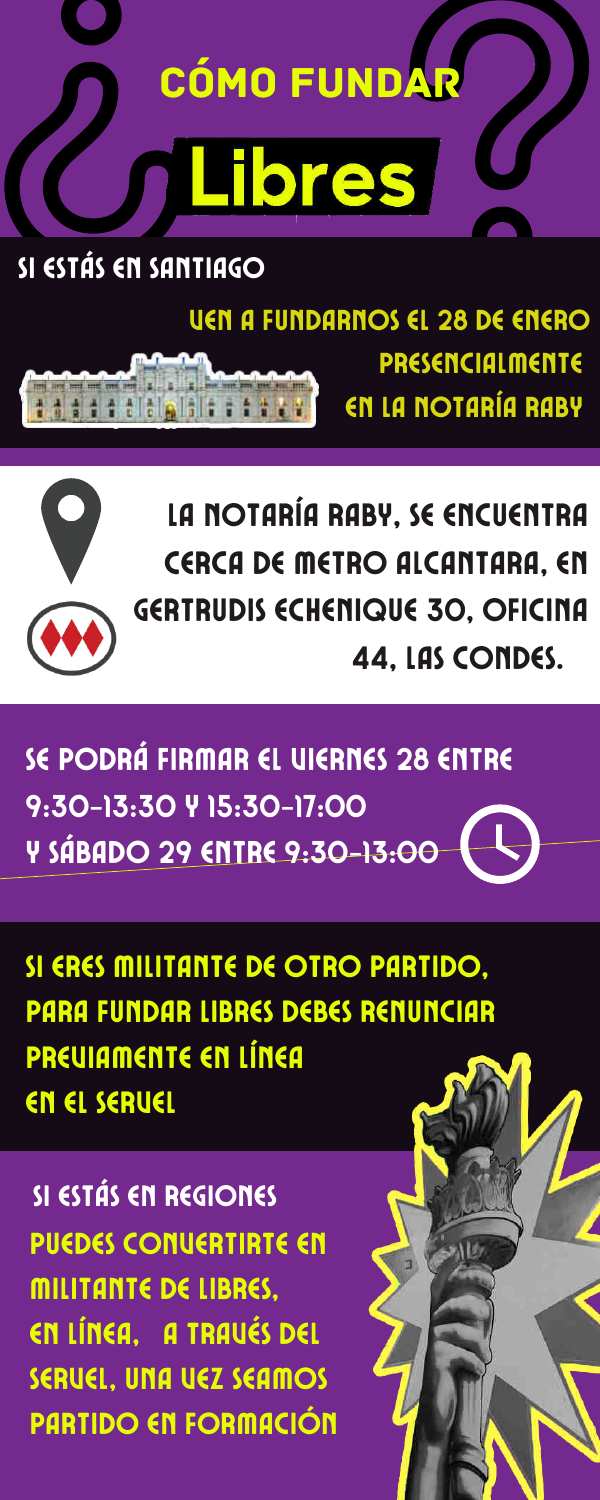# ¿CÓMO FUNDAR Libres?

## SI ESTÁS EN SANTIAGO

VEN A FUNDARNOS EL 28 DE ENERO PRESENCIALMENTE EN LA NOTARÍA RABY

LA NOTARÍA RABY, SE ENCUENTRA CERCA DE METRO ALCANTARA, EN GERTRUDIS ECHENIQUE 30, OFICINA 44, LAS CONDES.

SE PODRÁ FIRMAR EL VIERNES 28 ENTRE 9:30-13:30 Y 15:30-17:00
Y SÁBADO 29 ENTRE 9:30-13:00

SI ERES MILITANTE DE OTRO PARTIDO, PARA FUNDAR LIBRES DEBES RENUNCIAR PREVIAMENTE EN LÍNEA EN EL SERVEL

## SI ESTÁS EN REGIONES

PUEDES CONVERTIRTE EN MILITANTE DE LIBRES, EN LÍNEA, A TRAVÉS DEL SERVEL, UNA VEZ SEAMOS PARTIDO EN FORMACIÓN